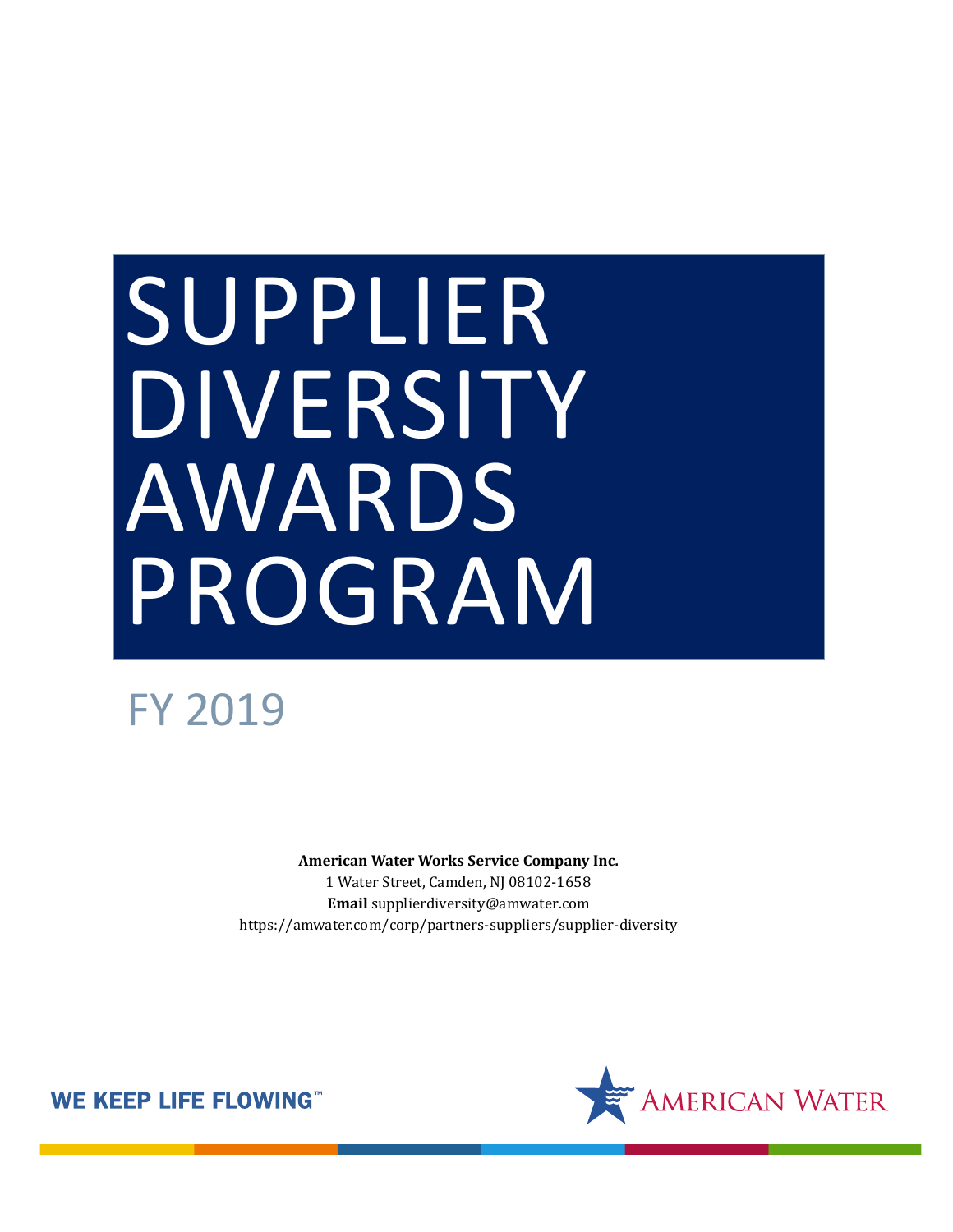# SUPPLIER DIVERSITY AWARDS PROGRAM

FY 2019

**American Water Works Service Company Inc.**
1 Water Street, Camden, NJ 08102-1658
**Email** supplierdiversity@amwater.com
https://amwater.com/corp/partners-suppliers/supplier-diversity

WE KEEP LIFE FLOWING™

AMERICAN WATER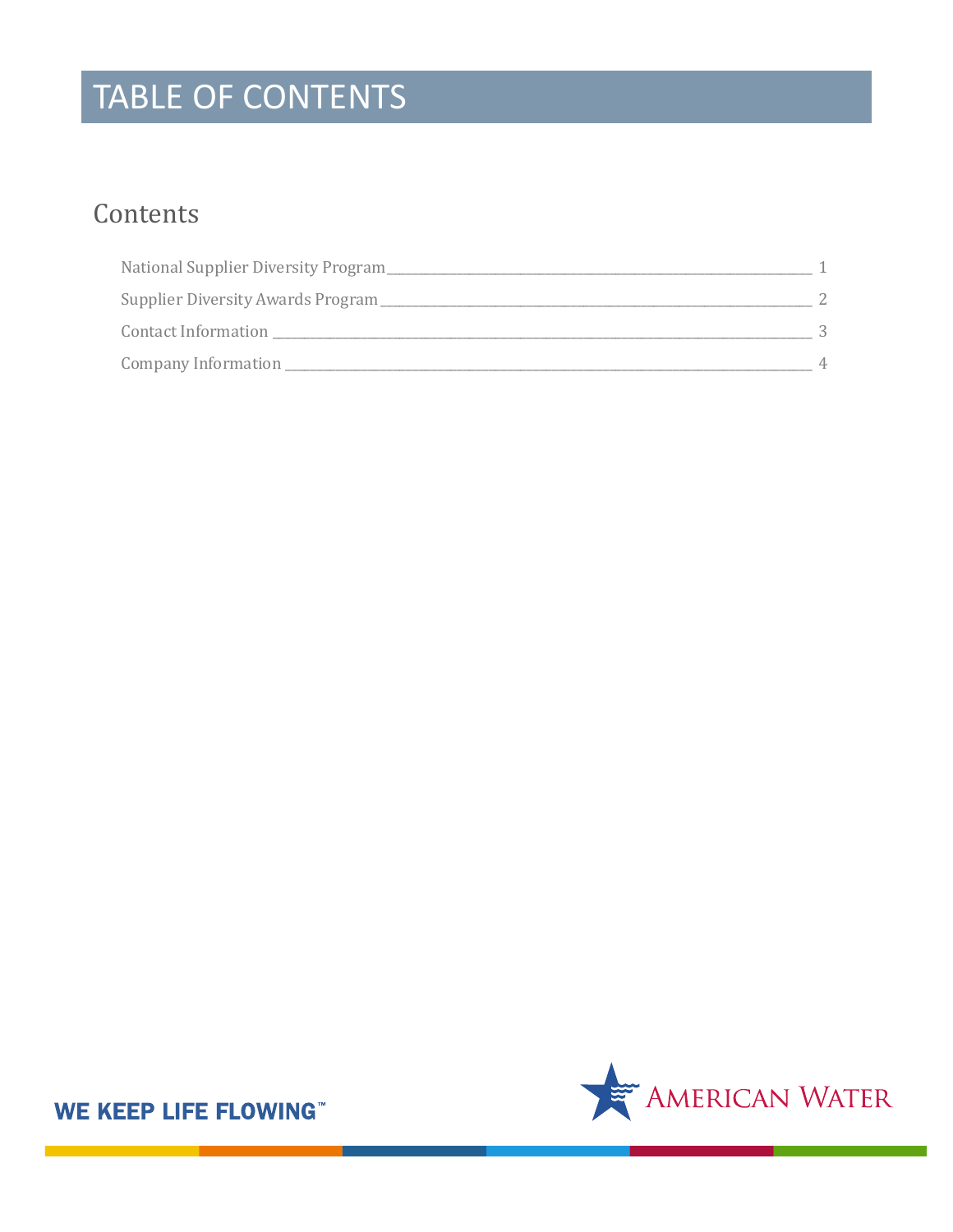# TABLE OF CONTENTS

## Contents

National Supplier Diversity Program ........ 1

Supplier Diversity Awards Program ........ 2

Contact Information ........ 3

Company Information ........ 4

WE KEEP LIFE FLOWING™

AMERICAN WATER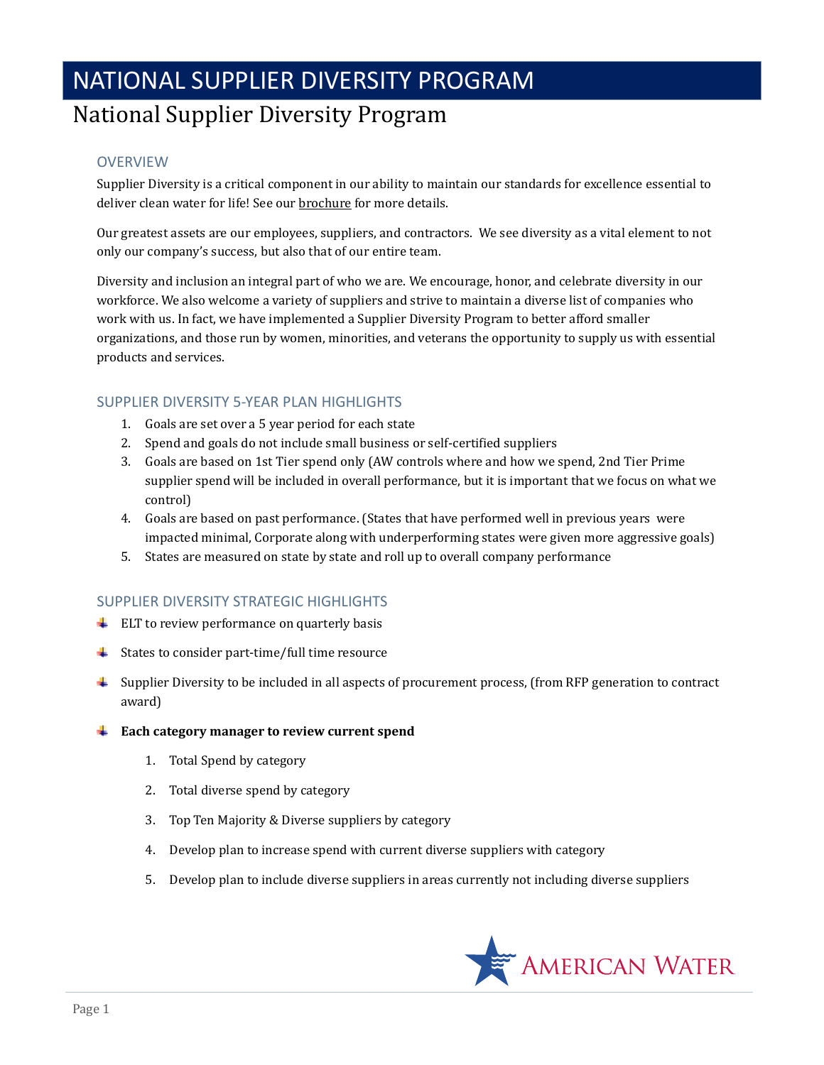# NATIONAL SUPPLIER DIVERSITY PROGRAM

## National Supplier Diversity Program

### OVERVIEW

Supplier Diversity is a critical component in our ability to maintain our standards for excellence essential to deliver clean water for life! See our brochure for more details.

Our greatest assets are our employees, suppliers, and contractors. We see diversity as a vital element to not only our company's success, but also that of our entire team.

Diversity and inclusion an integral part of who we are. We encourage, honor, and celebrate diversity in our workforce. We also welcome a variety of suppliers and strive to maintain a diverse list of companies who work with us. In fact, we have implemented a Supplier Diversity Program to better afford smaller organizations, and those run by women, minorities, and veterans the opportunity to supply us with essential products and services.

### SUPPLIER DIVERSITY 5-YEAR PLAN HIGHLIGHTS

1. Goals are set over a 5 year period for each state
2. Spend and goals do not include small business or self-certified suppliers
3. Goals are based on 1st Tier spend only (AW controls where and how we spend, 2nd Tier Prime supplier spend will be included in overall performance, but it is important that we focus on what we control)
4. Goals are based on past performance. (States that have performed well in previous years were impacted minimal, Corporate along with underperforming states were given more aggressive goals)
5. States are measured on state by state and roll up to overall company performance

### SUPPLIER DIVERSITY STRATEGIC HIGHLIGHTS

- ELT to review performance on quarterly basis
- States to consider part-time/full time resource
- Supplier Diversity to be included in all aspects of procurement process, (from RFP generation to contract award)
- **Each category manager to review current spend**
    1. Total Spend by category
    2. Total diverse spend by category
    3. Top Ten Majority & Diverse suppliers by category
    4. Develop plan to increase spend with current diverse suppliers with category
    5. Develop plan to include diverse suppliers in areas currently not including diverse suppliers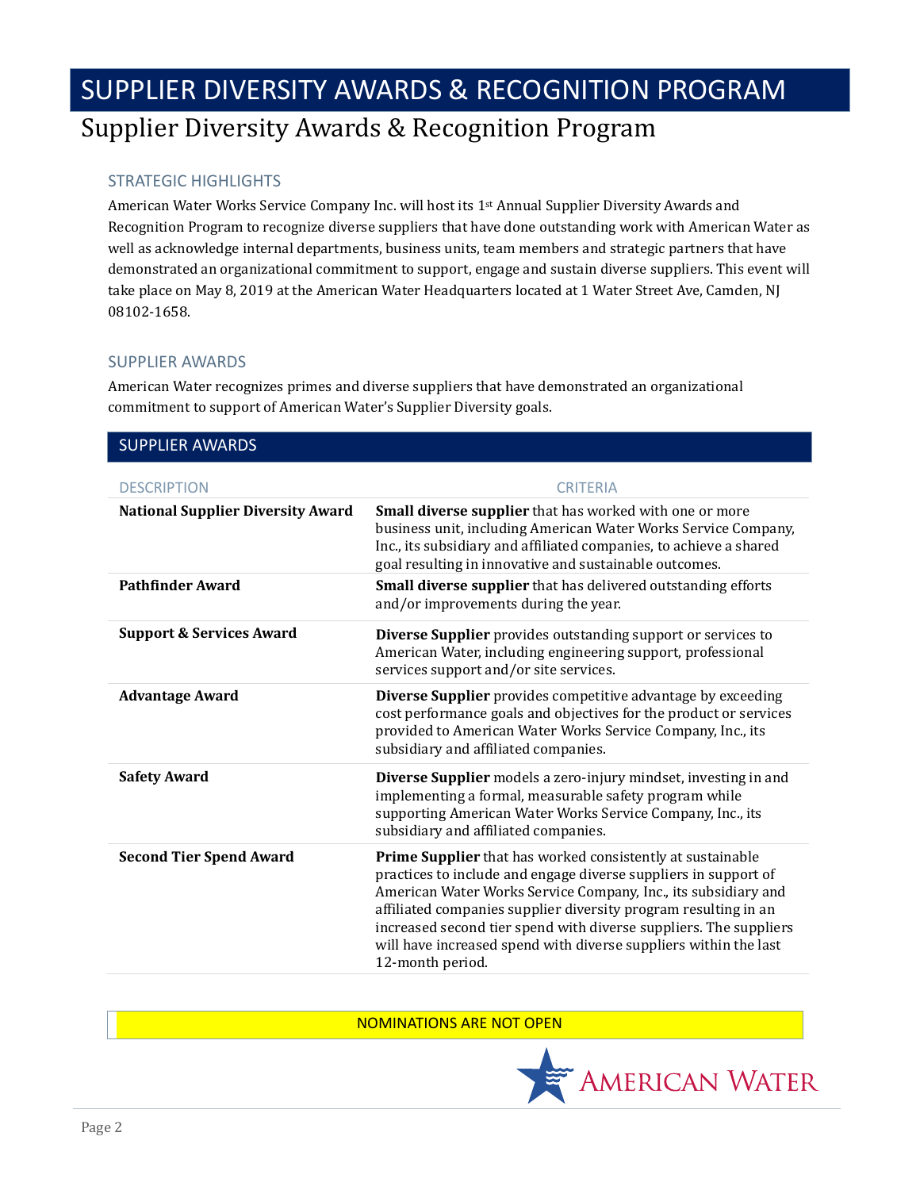# SUPPLIER DIVERSITY AWARDS & RECOGNITION PROGRAM

## Supplier Diversity Awards & Recognition Program

### STRATEGIC HIGHLIGHTS

American Water Works Service Company Inc. will host its 1st Annual Supplier Diversity Awards and Recognition Program to recognize diverse suppliers that have done outstanding work with American Water as well as acknowledge internal departments, business units, team members and strategic partners that have demonstrated an organizational commitment to support, engage and sustain diverse suppliers. This event will take place on May 8, 2019 at the American Water Headquarters located at 1 Water Street Ave, Camden, NJ 08102-1658.

### SUPPLIER AWARDS

American Water recognizes primes and diverse suppliers that have demonstrated an organizational commitment to support of American Water's Supplier Diversity goals.

#### SUPPLIER AWARDS

| DESCRIPTION | CRITERIA |
|---|---|
| **National Supplier Diversity Award** | **Small diverse supplier** that has worked with one or more business unit, including American Water Works Service Company, Inc., its subsidiary and affiliated companies, to achieve a shared goal resulting in innovative and sustainable outcomes. |
| **Pathfinder Award** | **Small diverse supplier** that has delivered outstanding efforts and/or improvements during the year. |
| **Support & Services Award** | **Diverse Supplier** provides outstanding support or services to American Water, including engineering support, professional services support and/or site services. |
| **Advantage Award** | **Diverse Supplier** provides competitive advantage by exceeding cost performance goals and objectives for the product or services provided to American Water Works Service Company, Inc., its subsidiary and affiliated companies. |
| **Safety Award** | **Diverse Supplier** models a zero-injury mindset, investing in and implementing a formal, measurable safety program while supporting American Water Works Service Company, Inc., its subsidiary and affiliated companies. |
| **Second Tier Spend Award** | **Prime Supplier** that has worked consistently at sustainable practices to include and engage diverse suppliers in support of American Water Works Service Company, Inc., its subsidiary and affiliated companies supplier diversity program resulting in an increased second tier spend with diverse suppliers. The suppliers will have increased spend with diverse suppliers within the last 12-month period. |

NOMINATIONS ARE NOT OPEN

AMERICAN WATER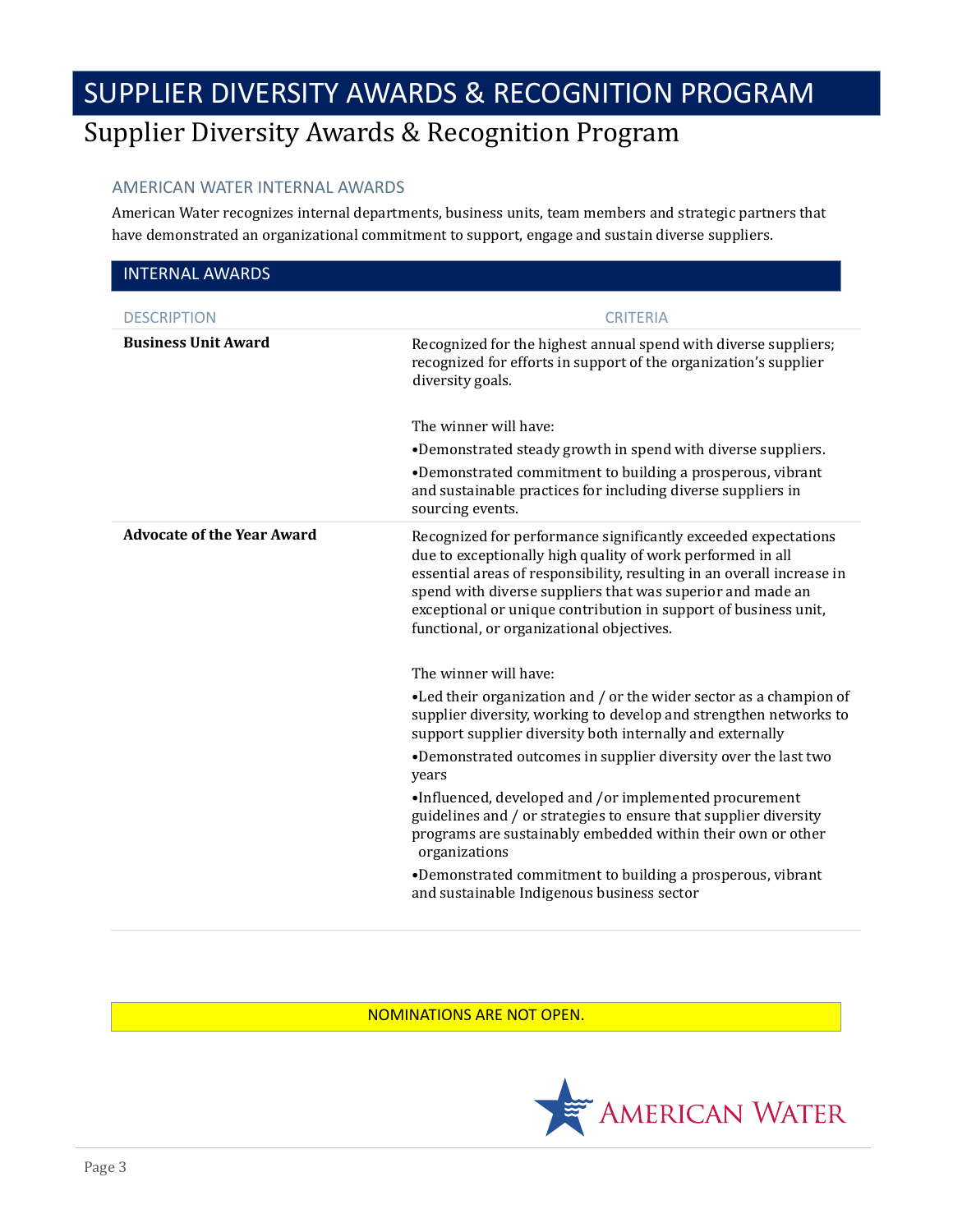# SUPPLIER DIVERSITY AWARDS & RECOGNITION PROGRAM

## Supplier Diversity Awards & Recognition Program

### AMERICAN WATER INTERNAL AWARDS

American Water recognizes internal departments, business units, team members and strategic partners that have demonstrated an organizational commitment to support, engage and sustain diverse suppliers.

#### INTERNAL AWARDS

| DESCRIPTION | CRITERIA |
|---|---|
| **Business Unit Award** | Recognized for the highest annual spend with diverse suppliers; recognized for efforts in support of the organization's supplier diversity goals.<br><br>The winner will have:<br>•Demonstrated steady growth in spend with diverse suppliers.<br>•Demonstrated commitment to building a prosperous, vibrant and sustainable practices for including diverse suppliers in sourcing events. |
| **Advocate of the Year Award** | Recognized for performance significantly exceeded expectations due to exceptionally high quality of work performed in all essential areas of responsibility, resulting in an overall increase in spend with diverse suppliers that was superior and made an exceptional or unique contribution in support of business unit, functional, or organizational objectives.<br><br>The winner will have:<br>•Led their organization and / or the wider sector as a champion of supplier diversity, working to develop and strengthen networks to support supplier diversity both internally and externally<br>•Demonstrated outcomes in supplier diversity over the last two years<br>•Influenced, developed and /or implemented procurement guidelines and / or strategies to ensure that supplier diversity programs are sustainably embedded within their own or other organizations<br>•Demonstrated commitment to building a prosperous, vibrant and sustainable Indigenous business sector |

NOMINATIONS ARE NOT OPEN.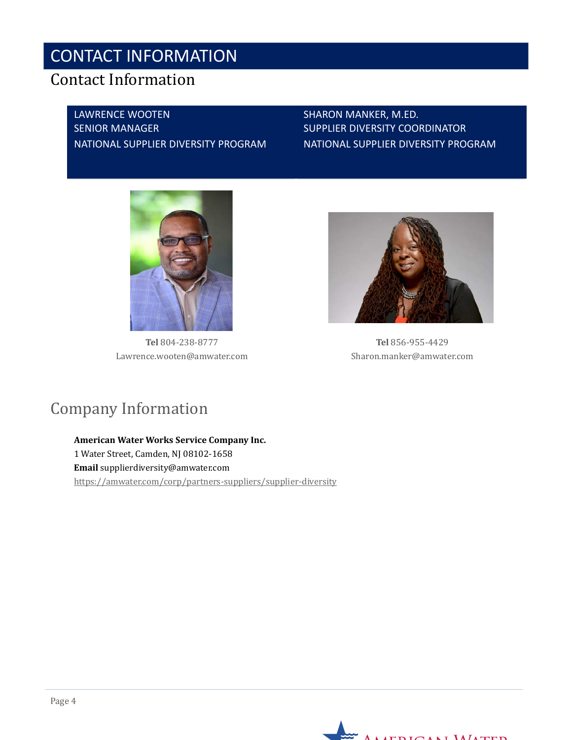# CONTACT INFORMATION

## Contact Information

| LAWRENCE WOOTEN<br>SENIOR MANAGER<br>NATIONAL SUPPLIER DIVERSITY PROGRAM | SHARON MANKER, M.ED.<br>SUPPLIER DIVERSITY COORDINATOR<br>NATIONAL SUPPLIER DIVERSITY PROGRAM |
|---|---|
| **Tel** 804-238-8777<br>Lawrence.wooten@amwater.com | **Tel** 856-955-4429<br>Sharon.manker@amwater.com |

## Company Information

**American Water Works Service Company Inc.**
1 Water Street, Camden, NJ 08102-1658
**Email** supplierdiversity@amwater.com
https://amwater.com/corp/partners-suppliers/supplier-diversity